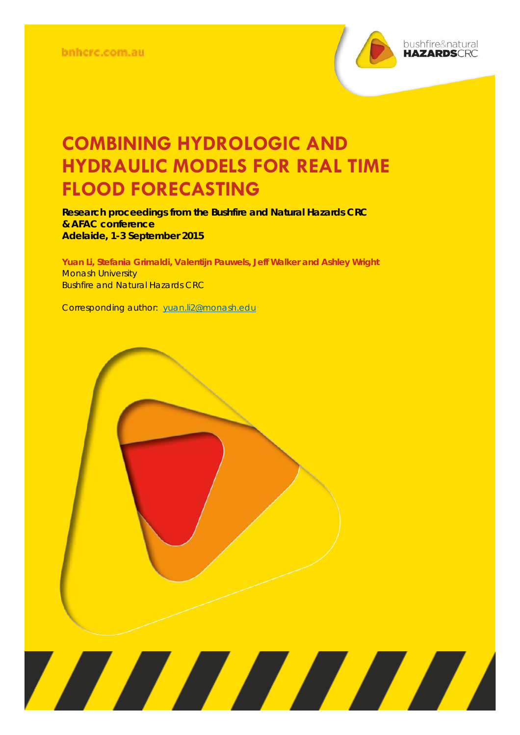bnhcrc.com.au

# COMBINING HYDROLOGIC AND HYDRAULIC MODELS FOR REAL TIME FLOOD FORECASTING

**Research proceedings from the Bushfire and Natural Hazards CRC & AFAC conference**
**Adelaide, 1-3 September 2015**

**Yuan Li, Stefania Grimaldi, Valentijn Pauwels, Jeff Walker and Ashley Wright**
Monash University
Bushfire and Natural Hazards CRC

Corresponding author: yuan.li2@monash.edu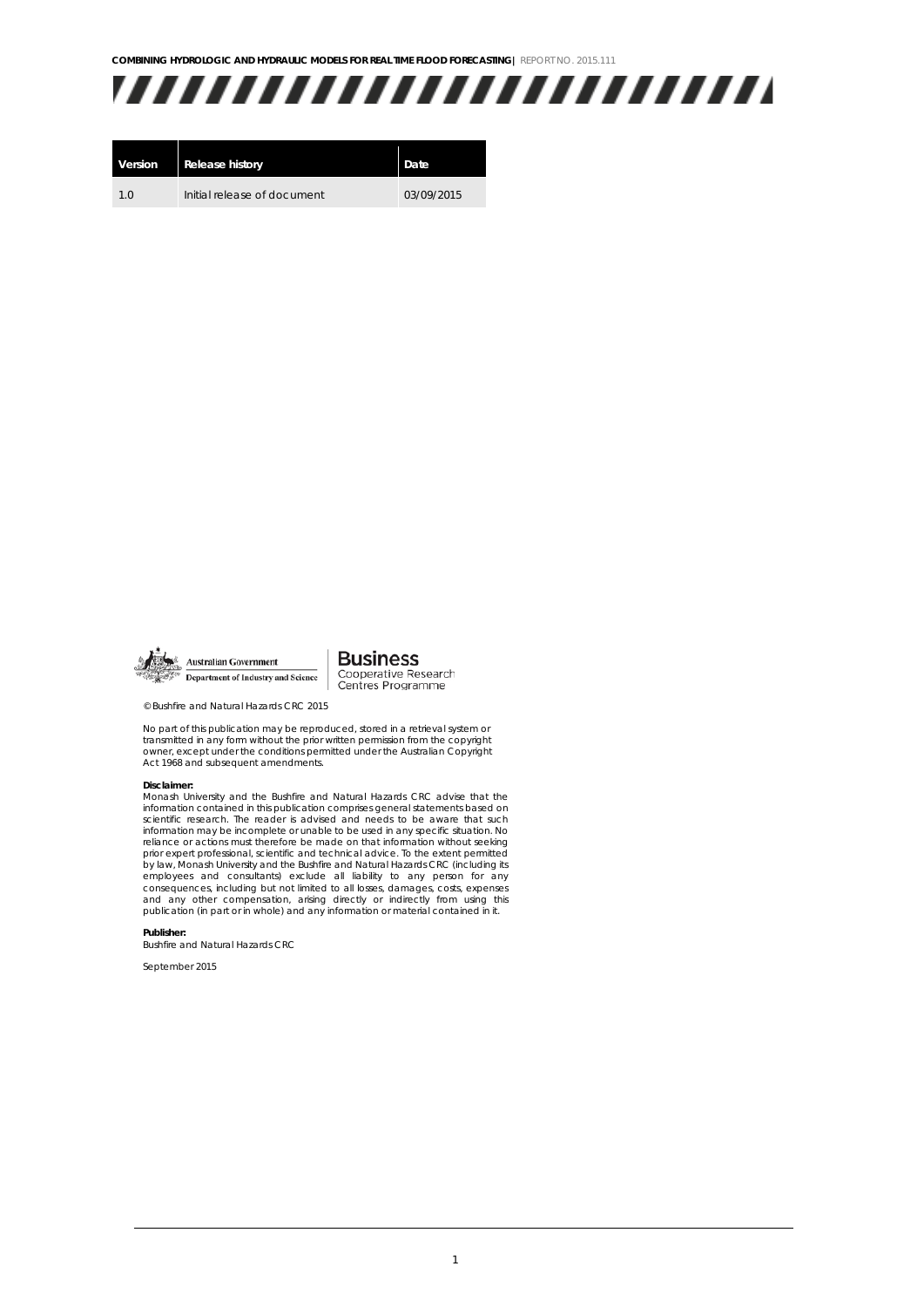| Version | Release history | Date |
| --- | --- | --- |
| 1.0 | Initial release of document | 03/09/2015 |

Australian Government
Department of Industry and Science

**Business**
Cooperative Research
Centres Programme

© Bushfire and Natural Hazards CRC 2015

No part of this publication may be reproduced, stored in a retrieval system or transmitted in any form without the prior written permission from the copyright owner, except under the conditions permitted under the Australian Copyright Act 1968 and subsequent amendments.

**Disclaimer:**
Monash University and the Bushfire and Natural Hazards CRC advise that the information contained in this publication comprises general statements based on scientific research. The reader is advised and needs to be aware that such information may be incomplete or unable to be used in any specific situation. No reliance or actions must therefore be made on that information without seeking prior expert professional, scientific and technical advice. To the extent permitted by law, Monash University and the Bushfire and Natural Hazards CRC (including its employees and consultants) exclude all liability to any person for any consequences, including but not limited to all losses, damages, costs, expenses and any other compensation, arising directly or indirectly from using this publication (in part or in whole) and any information or material contained in it.

**Publisher:**
Bushfire and Natural Hazards CRC

September 2015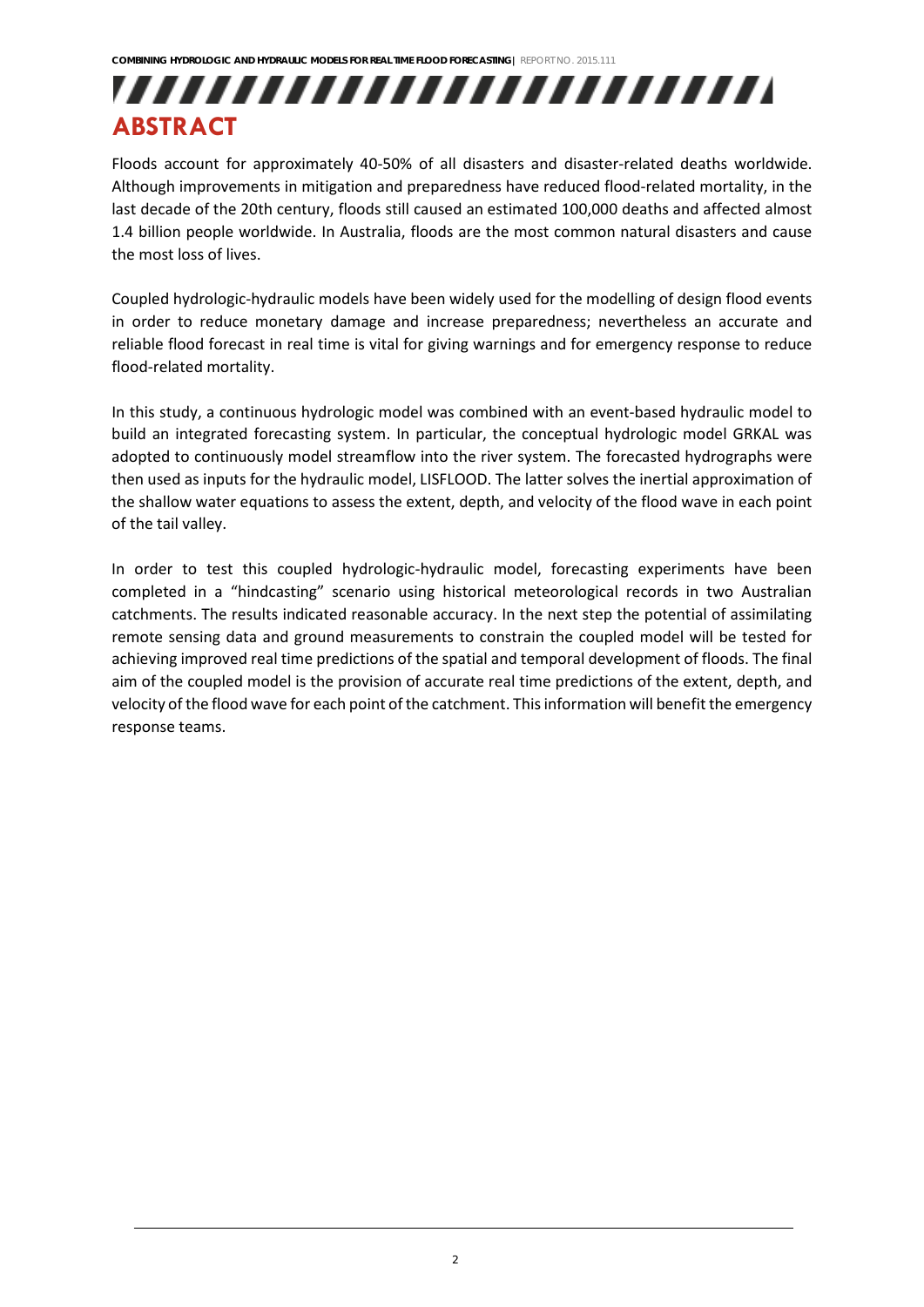# ABSTRACT

Floods account for approximately 40-50% of all disasters and disaster-related deaths worldwide. Although improvements in mitigation and preparedness have reduced flood-related mortality, in the last decade of the 20th century, floods still caused an estimated 100,000 deaths and affected almost 1.4 billion people worldwide. In Australia, floods are the most common natural disasters and cause the most loss of lives.

Coupled hydrologic-hydraulic models have been widely used for the modelling of design flood events in order to reduce monetary damage and increase preparedness; nevertheless an accurate and reliable flood forecast in real time is vital for giving warnings and for emergency response to reduce flood-related mortality.

In this study, a continuous hydrologic model was combined with an event-based hydraulic model to build an integrated forecasting system. In particular, the conceptual hydrologic model GRKAL was adopted to continuously model streamflow into the river system. The forecasted hydrographs were then used as inputs for the hydraulic model, LISFLOOD. The latter solves the inertial approximation of the shallow water equations to assess the extent, depth, and velocity of the flood wave in each point of the tail valley.

In order to test this coupled hydrologic-hydraulic model, forecasting experiments have been completed in a "hindcasting" scenario using historical meteorological records in two Australian catchments. The results indicated reasonable accuracy. In the next step the potential of assimilating remote sensing data and ground measurements to constrain the coupled model will be tested for achieving improved real time predictions of the spatial and temporal development of floods. The final aim of the coupled model is the provision of accurate real time predictions of the extent, depth, and velocity of the flood wave for each point of the catchment. This information will benefit the emergency response teams.